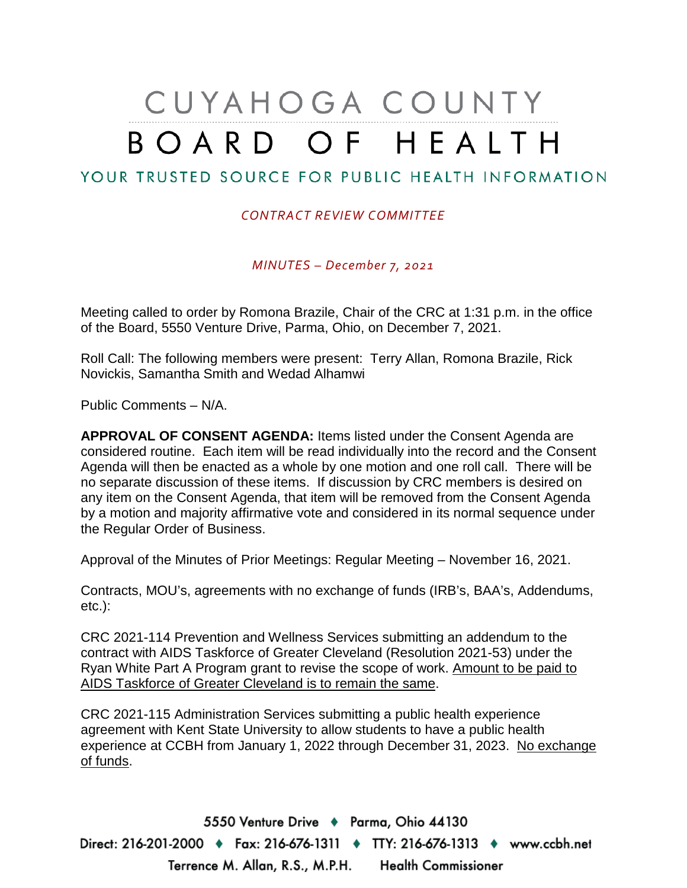# CUYAHOGA COUNTY BOARD OF HEALTH

## YOUR TRUSTED SOURCE FOR PUBLIC HEALTH INFORMATION

*CONTRACT REVIEW COMMITTEE*

*MINUTES – December 7, 2021*

Meeting called to order by Romona Brazile, Chair of the CRC at 1:31 p.m. in the office of the Board, 5550 Venture Drive, Parma, Ohio, on December 7, 2021.

Roll Call: The following members were present: Terry Allan, Romona Brazile, Rick Novickis, Samantha Smith and Wedad Alhamwi

Public Comments – N/A.

**APPROVAL OF CONSENT AGENDA:** Items listed under the Consent Agenda are considered routine. Each item will be read individually into the record and the Consent Agenda will then be enacted as a whole by one motion and one roll call. There will be no separate discussion of these items. If discussion by CRC members is desired on any item on the Consent Agenda, that item will be removed from the Consent Agenda by a motion and majority affirmative vote and considered in its normal sequence under the Regular Order of Business.

Approval of the Minutes of Prior Meetings: Regular Meeting – November 16, 2021.

Contracts, MOU's, agreements with no exchange of funds (IRB's, BAA's, Addendums, etc.):

CRC 2021-114 Prevention and Wellness Services submitting an addendum to the contract with AIDS Taskforce of Greater Cleveland (Resolution 2021-53) under the Ryan White Part A Program grant to revise the scope of work. <u>Amount to be paid to AIDS Taskforce of Greater Cleveland is to remain the same</u>.

CRC 2021-115 Administration Services submitting a public health experience agreement with Kent State University to allow students to have a public health experience at CCBH from January 1, 2022 through December 31, 2023. <u>No exchange of funds</u>.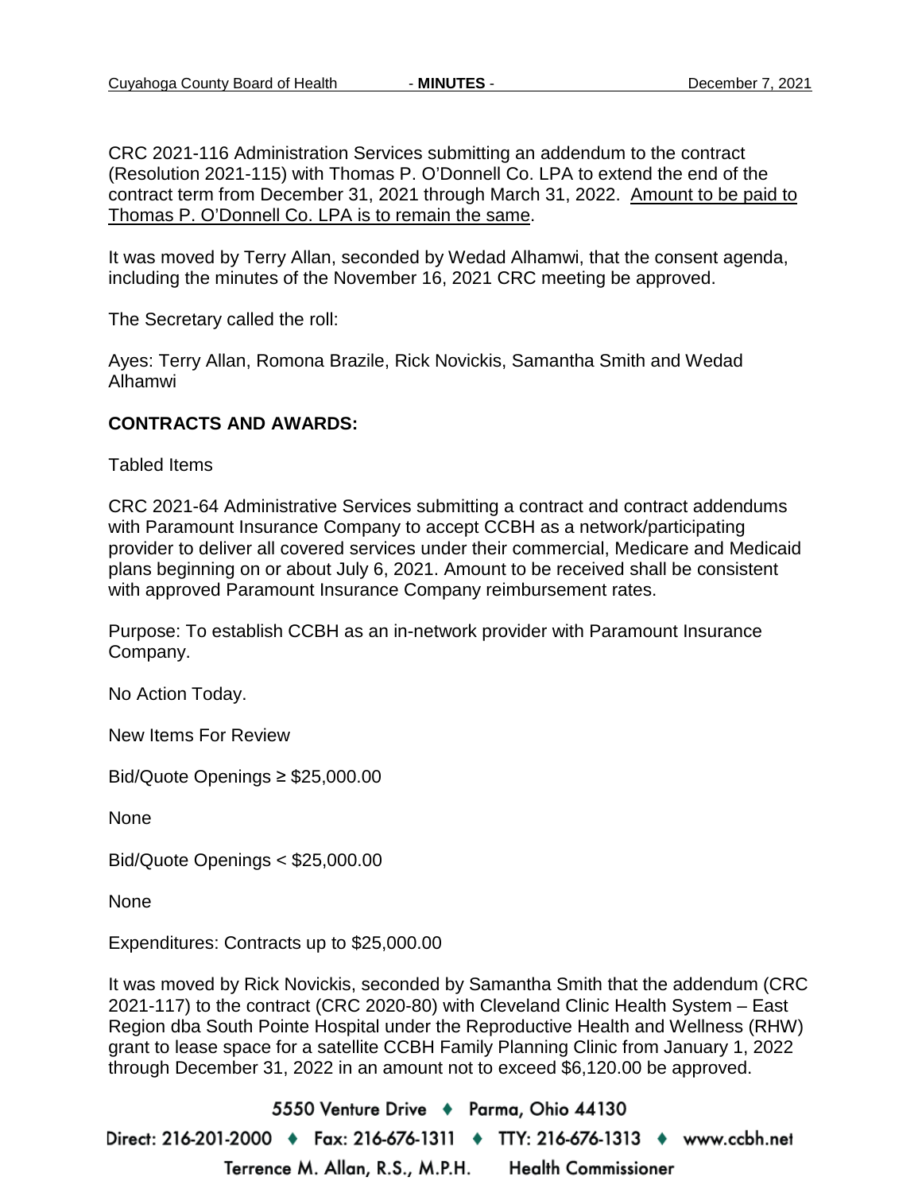CRC 2021-116 Administration Services submitting an addendum to the contract (Resolution 2021-115) with Thomas P. O'Donnell Co. LPA to extend the end of the contract term from December 31, 2021 through March 31, 2022. <u>Amount to be paid to Thomas P. O'Donnell Co. LPA is to remain the same</u>.

It was moved by Terry Allan, seconded by Wedad Alhamwi, that the consent agenda, including the minutes of the November 16, 2021 CRC meeting be approved.

The Secretary called the roll:

Ayes: Terry Allan, Romona Brazile, Rick Novickis, Samantha Smith and Wedad Alhamwi

**CONTRACTS AND AWARDS:**

Tabled Items

CRC 2021-64 Administrative Services submitting a contract and contract addendums with Paramount Insurance Company to accept CCBH as a network/participating provider to deliver all covered services under their commercial, Medicare and Medicaid plans beginning on or about July 6, 2021. Amount to be received shall be consistent with approved Paramount Insurance Company reimbursement rates.

Purpose: To establish CCBH as an in-network provider with Paramount Insurance Company.

No Action Today.

New Items For Review

Bid/Quote Openings ≥ $25,000.00

None

Bid/Quote Openings < $25,000.00

None

Expenditures: Contracts up to $25,000.00

It was moved by Rick Novickis, seconded by Samantha Smith that the addendum (CRC 2021-117) to the contract (CRC 2020-80) with Cleveland Clinic Health System – East Region dba South Pointe Hospital under the Reproductive Health and Wellness (RHW) grant to lease space for a satellite CCBH Family Planning Clinic from January 1, 2022 through December 31, 2022 in an amount not to exceed $6,120.00 be approved.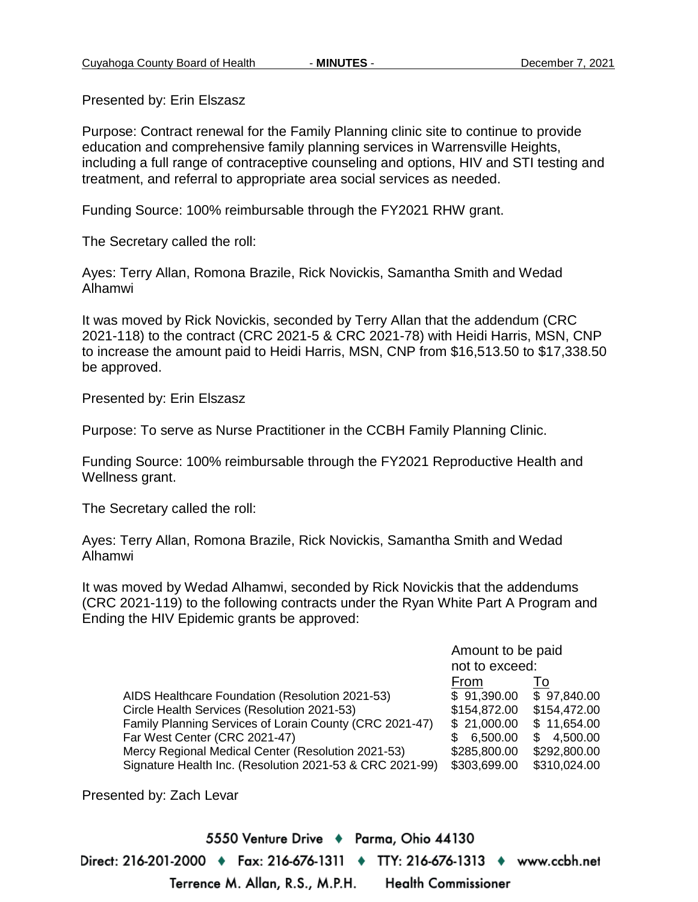Presented by: Erin Elszasz

Purpose: Contract renewal for the Family Planning clinic site to continue to provide education and comprehensive family planning services in Warrensville Heights, including a full range of contraceptive counseling and options, HIV and STI testing and treatment, and referral to appropriate area social services as needed.

Funding Source: 100% reimbursable through the FY2021 RHW grant.

The Secretary called the roll:

Ayes: Terry Allan, Romona Brazile, Rick Novickis, Samantha Smith and Wedad Alhamwi

It was moved by Rick Novickis, seconded by Terry Allan that the addendum (CRC 2021-118) to the contract (CRC 2021-5 & CRC 2021-78) with Heidi Harris, MSN, CNP to increase the amount paid to Heidi Harris, MSN, CNP from $16,513.50 to $17,338.50 be approved.

Presented by: Erin Elszasz

Purpose: To serve as Nurse Practitioner in the CCBH Family Planning Clinic.

Funding Source: 100% reimbursable through the FY2021 Reproductive Health and Wellness grant.

The Secretary called the roll:

Ayes: Terry Allan, Romona Brazile, Rick Novickis, Samantha Smith and Wedad Alhamwi

It was moved by Wedad Alhamwi, seconded by Rick Novickis that the addendums (CRC 2021-119) to the following contracts under the Ryan White Part A Program and Ending the HIV Epidemic grants be approved:

| | Amount to be paid not to exceed: | |
|---|---|---|
| | From | To |
| AIDS Healthcare Foundation (Resolution 2021-53) | $ 91,390.00 | $ 97,840.00 |
| Circle Health Services (Resolution 2021-53) | $154,872.00 | $154,472.00 |
| Family Planning Services of Lorain County (CRC 2021-47) | $ 21,000.00 | $ 11,654.00 |
| Far West Center (CRC 2021-47) | $ 6,500.00 | $ 4,500.00 |
| Mercy Regional Medical Center (Resolution 2021-53) | $285,800.00 | $292,800.00 |
| Signature Health Inc. (Resolution 2021-53 & CRC 2021-99) | $303,699.00 | $310,024.00 |

Presented by: Zach Levar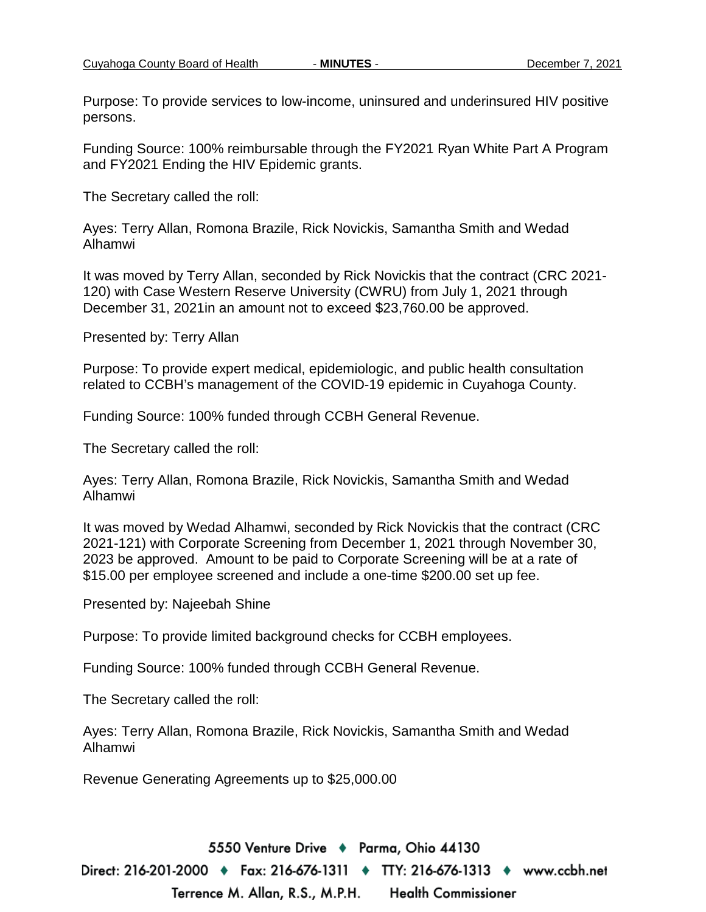Purpose: To provide services to low-income, uninsured and underinsured HIV positive persons.

Funding Source: 100% reimbursable through the FY2021 Ryan White Part A Program and FY2021 Ending the HIV Epidemic grants.

The Secretary called the roll:

Ayes: Terry Allan, Romona Brazile, Rick Novickis, Samantha Smith and Wedad Alhamwi

It was moved by Terry Allan, seconded by Rick Novickis that the contract (CRC 2021-120) with Case Western Reserve University (CWRU) from July 1, 2021 through December 31, 2021in an amount not to exceed $23,760.00 be approved.

Presented by: Terry Allan

Purpose: To provide expert medical, epidemiologic, and public health consultation related to CCBH's management of the COVID-19 epidemic in Cuyahoga County.

Funding Source: 100% funded through CCBH General Revenue.

The Secretary called the roll:

Ayes: Terry Allan, Romona Brazile, Rick Novickis, Samantha Smith and Wedad Alhamwi

It was moved by Wedad Alhamwi, seconded by Rick Novickis that the contract (CRC 2021-121) with Corporate Screening from December 1, 2021 through November 30, 2023 be approved. Amount to be paid to Corporate Screening will be at a rate of $15.00 per employee screened and include a one-time $200.00 set up fee.

Presented by: Najeebah Shine

Purpose: To provide limited background checks for CCBH employees.

Funding Source: 100% funded through CCBH General Revenue.

The Secretary called the roll:

Ayes: Terry Allan, Romona Brazile, Rick Novickis, Samantha Smith and Wedad Alhamwi

Revenue Generating Agreements up to $25,000.00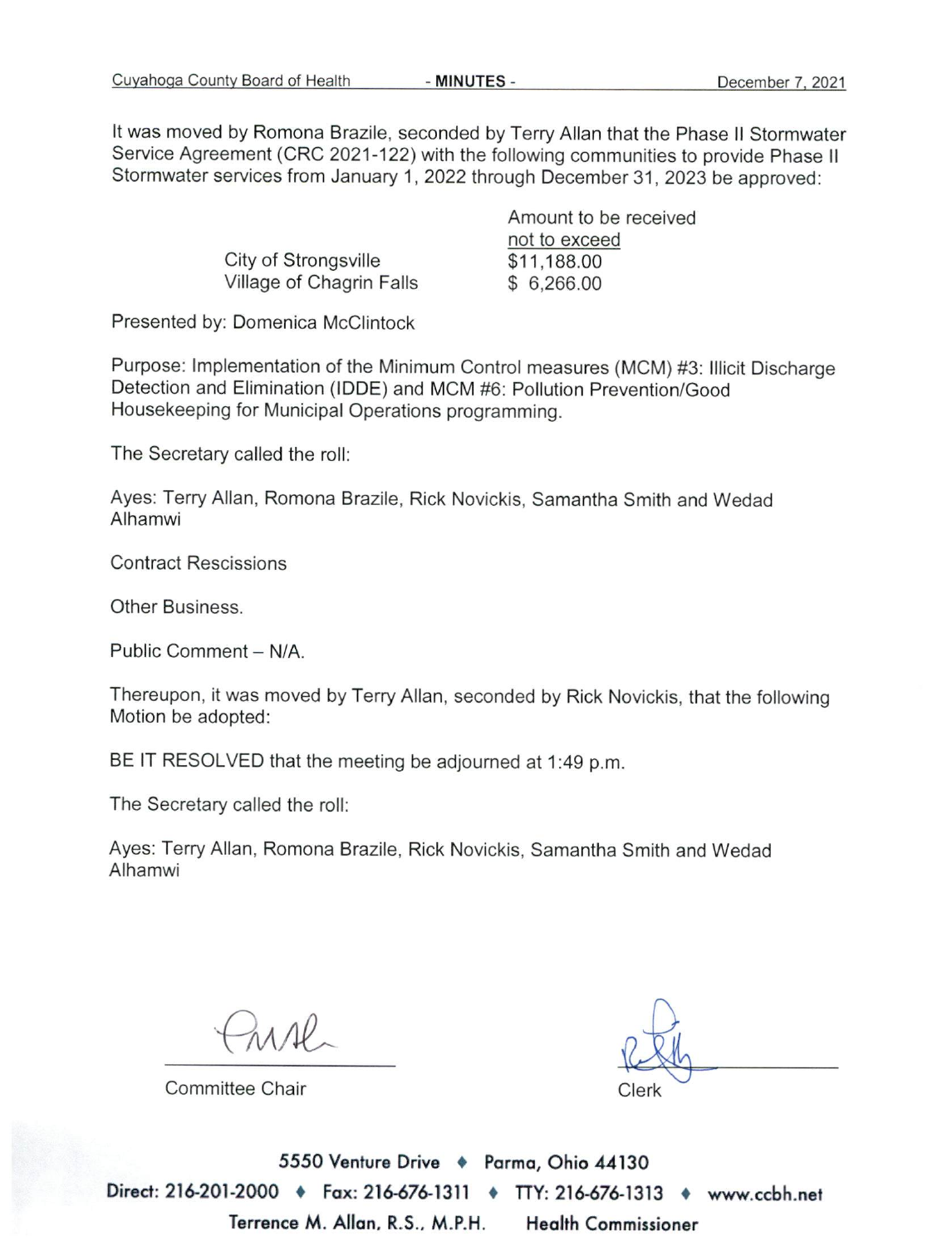It was moved by Romona Brazile, seconded by Terry Allan that the Phase II Stormwater Service Agreement (CRC 2021-122) with the following communities to provide Phase II Stormwater services from January 1, 2022 through December 31, 2023 be approved:

| | Amount to be received not to exceed |
|---|---|
| City of Strongsville | $11,188.00 |
| Village of Chagrin Falls | $ 6,266.00 |

Presented by: Domenica McClintock

Purpose: Implementation of the Minimum Control measures (MCM) #3: Illicit Discharge Detection and Elimination (IDDE) and MCM #6: Pollution Prevention/Good Housekeeping for Municipal Operations programming.

The Secretary called the roll:

Ayes: Terry Allan, Romona Brazile, Rick Novickis, Samantha Smith and Wedad Alhamwi

Contract Rescissions

Other Business.

Public Comment – N/A.

Thereupon, it was moved by Terry Allan, seconded by Rick Novickis, that the following Motion be adopted:

BE IT RESOLVED that the meeting be adjourned at 1:49 p.m.

The Secretary called the roll:

Ayes: Terry Allan, Romona Brazile, Rick Novickis, Samantha Smith and Wedad Alhamwi

Committee Chair

Clerk

5550 Venture Drive ♦ Parma, Ohio 44130

Direct: 216-201-2000 ♦ Fax: 216-676-1311 ♦ TTY: 216-676-1313 ♦ www.ccbh.net

Terrence M. Allan, R.S., M.P.H. Health Commissioner